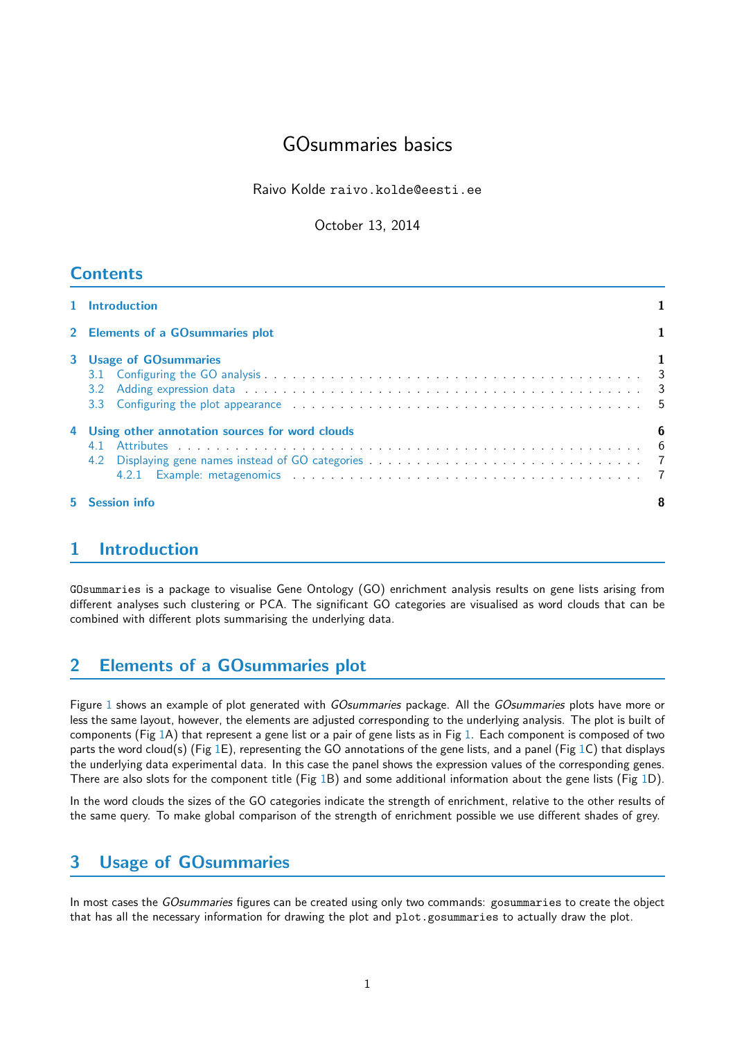# GOsummaries basics

Raivo Kolde `raivo.kolde@eesti.ee`

October 13, 2014

## Contents

1 Introduction — 1

2 Elements of a GOsummaries plot — 1

3 Usage of GOsummaries — 1
- 3.1 Configuring the GO analysis — 3
- 3.2 Adding expression data — 3
- 3.3 Configuring the plot appearance — 5

4 Using other annotation sources for word clouds — 6
- 4.1 Attributes — 6
- 4.2 Displaying gene names instead of GO categories — 7
  - 4.2.1 Example: metagenomics — 7

5 Session info — 8

## 1 Introduction

`GOsummaries` is a package to visualise Gene Ontology (GO) enrichment analysis results on gene lists arising from different analyses such clustering or PCA. The significant GO categories are visualised as word clouds that can be combined with different plots summarising the underlying data.

## 2 Elements of a GOsummaries plot

Figure 1 shows an example of plot generated with *GOsummaries* package. All the *GOsummaries* plots have more or less the same layout, however, the elements are adjusted corresponding to the underlying analysis. The plot is built of components (Fig 1A) that represent a gene list or a pair of gene lists as in Fig 1. Each component is composed of two parts the word cloud(s) (Fig 1E), representing the GO annotations of the gene lists, and a panel (Fig 1C) that displays the underlying data experimental data. In this case the panel shows the expression values of the corresponding genes. There are also slots for the component title (Fig 1B) and some additional information about the gene lists (Fig 1D).

In the word clouds the sizes of the GO categories indicate the strength of enrichment, relative to the other results of the same query. To make global comparison of the strength of enrichment possible we use different shades of grey.

## 3 Usage of GOsummaries

In most cases the *GOsummaries* figures can be created using only two commands: `gosummaries` to create the object that has all the necessary information for drawing the plot and `plot.gosummaries` to actually draw the plot.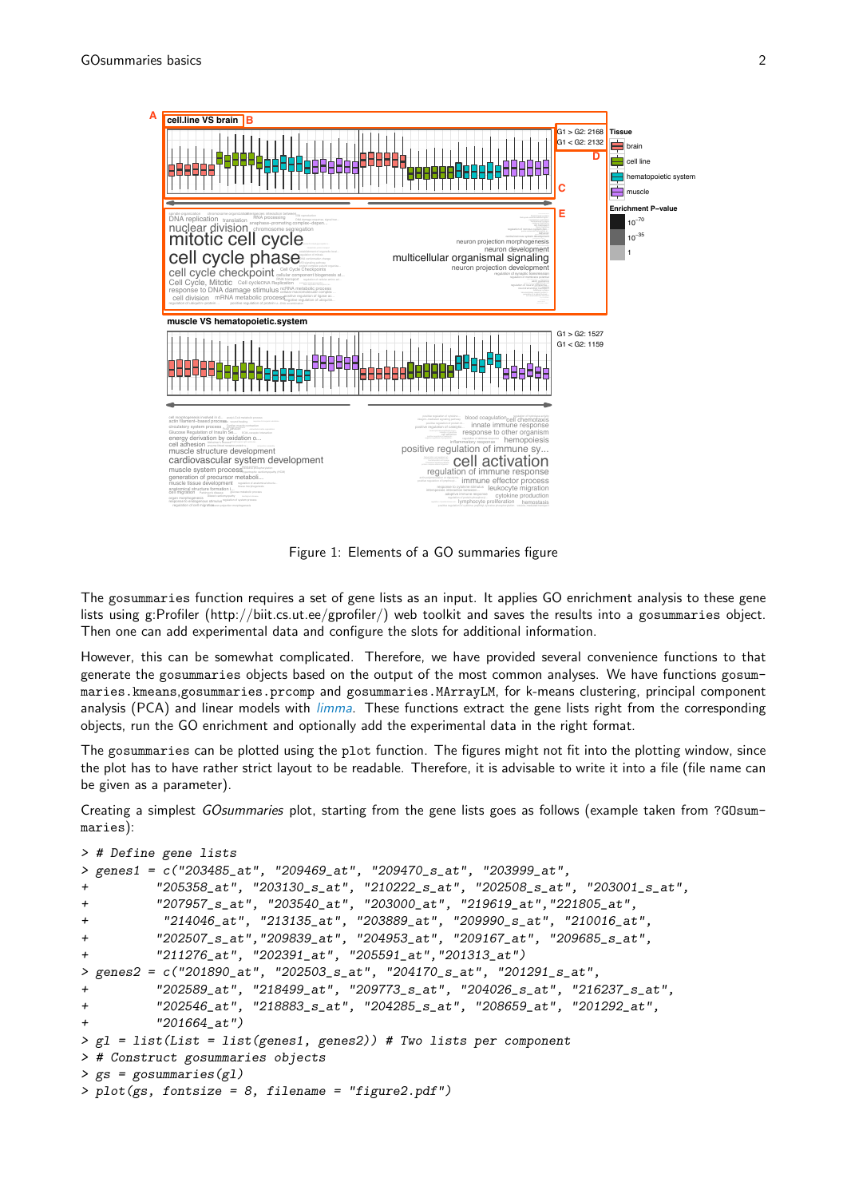Figure 1: Elements of a GO summaries figure

The gosummaries function requires a set of gene lists as an input. It applies GO enrichment analysis to these gene lists using g:Profiler (http://biit.cs.ut.ee/gprofiler/) web toolkit and saves the results into a gosummaries object. Then one can add experimental data and configure the slots for additional information.

However, this can be somewhat complicated. Therefore, we have provided several convenience functions to that generate the gosummaries objects based on the output of the common analyses. We have functions gosummaries.kmeans, gosummaries.prcomp and gosummaries.MArrayLM, for k-means clustering, principal component analysis (PCA) and linear models with *limma*. These functions extract the gene lists right from the corresponding objects, run the GO enrichment and optionally add the experimental data in the right format.

The gosummaries can be plotted using the plot function. The figures might not fit into the plotting window, since the plot has to have rather strict layout to be readable. Therefore, it is advisable to write it into a file (file name can be given as a parameter).

Creating a simplest *GOsummaries* plot, starting from the gene lists goes as follows (example taken from ?GOsummaries):

```
> # Define gene lists
> genes1 = c("203485_at", "209469_at", "209470_s_at", "203999_at",
+          "205358_at", "203130_s_at", "210222_s_at", "202508_s_at", "203001_s_at",
+          "207957_s_at", "203540_at", "203000_at", "219619_at","221805_at",
+           "214046_at", "213135_at", "203889_at", "209990_s_at", "210016_at",
+          "202507_s_at","209839_at", "204953_at", "209167_at", "209685_s_at",
+          "211276_at", "202391_at", "205591_at","201313_at")
> genes2 = c("201890_at", "202503_s_at", "204170_s_at", "201291_s_at",
+          "202589_at", "218499_at", "209773_s_at", "204026_s_at", "216237_s_at",
+          "202546_at", "218883_s_at", "204285_s_at", "208659_at", "201292_at",
+          "201664_at")
> gl = list(List = list(genes1, genes2)) # Two lists per component
> # Construct gosummaries objects
> gs = gosummaries(gl)
> plot(gs, fontsize = 8, filename = "figure2.pdf")
```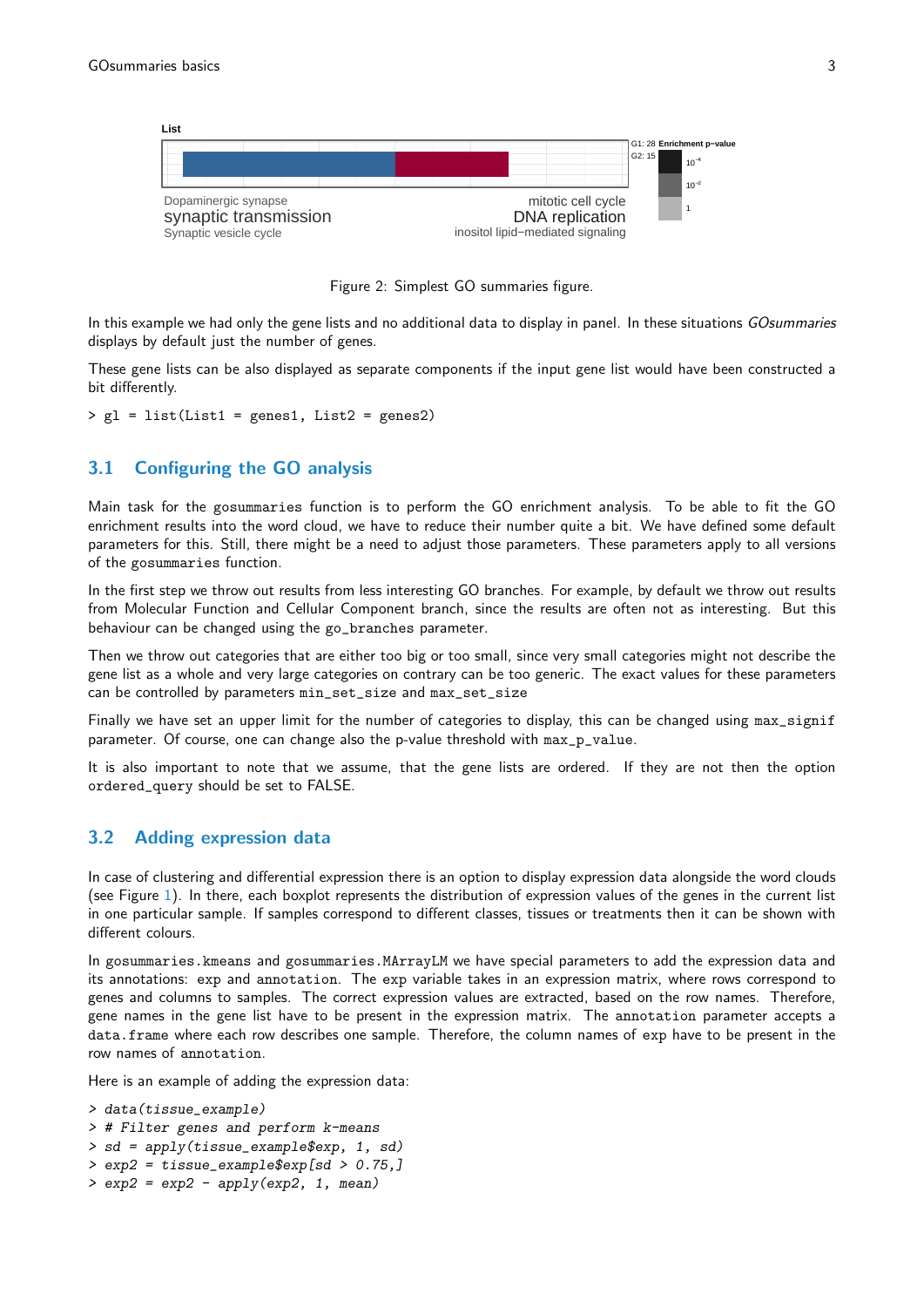Figure 2: Simplest GO summaries figure.

In this example we had only the gene lists and no additional data to display in panel. In these situations *GOsummaries* displays by default just the number of genes.

These gene lists can be also displayed as separate components if the input gene list would have been constructed a bit differently.

```
> gl = list(List1 = genes1, List2 = genes2)
```

## 3.1 Configuring the GO analysis

Main task for the `gosummaries` function is to perform the GO enrichment analysis. To be able to fit the GO enrichment results into the word cloud, we have to reduce their number quite a bit. We have defined some default parameters for this. Still, there might be a need to adjust those parameters. These parameters apply to all versions of the `gosummaries` function.

In the first step we throw out results from less interesting GO branches. For example, by default we throw out results from Molecular Function and Cellular Component branch, since the results are often not as interesting. But this behaviour can be changed using the `go_branches` parameter.

Then we throw out categories that are either too big or too small, since very small categories might not describe the gene list as a whole and very large categories on contrary can be too generic. The exact values for these parameters can be controlled by parameters `min_set_size` and `max_set_size`

Finally we have set an upper limit for the number of categories to display, this can be changed using `max_signif` parameter. Of course, one can change also the p-value threshold with `max_p_value`.

It is also important to note that we assume, that the gene lists are ordered. If they are not then the option `ordered_query` should be set to FALSE.

## 3.2 Adding expression data

In case of clustering and differential expression there is an option to display expression data alongside the word clouds (see Figure 1). In there, each boxplot represents the distribution of expression values of the genes in the current list in one particular sample. If samples correspond to different classes, tissues or treatments then it can be shown with different colours.

In `gosummaries.kmeans` and `gosummaries.MArrayLM` we have special parameters to add the expression data and its annotations: `exp` and `annotation`. The `exp` variable takes in an expression matrix, where rows correspond to genes and columns to samples. The correct expression values are extracted, based on the row names. Therefore, gene names in the gene list have to be present in the expression matrix. The `annotation` parameter accepts a `data.frame` where each row describes one sample. Therefore, the column names of `exp` have to be present in the row names of `annotation`.

Here is an example of adding the expression data:

```
> data(tissue_example)
> # Filter genes and perform k-means
> sd = apply(tissue_example$exp, 1, sd)
> exp2 = tissue_example$exp[sd > 0.75,]
> exp2 = exp2 - apply(exp2, 1, mean)
```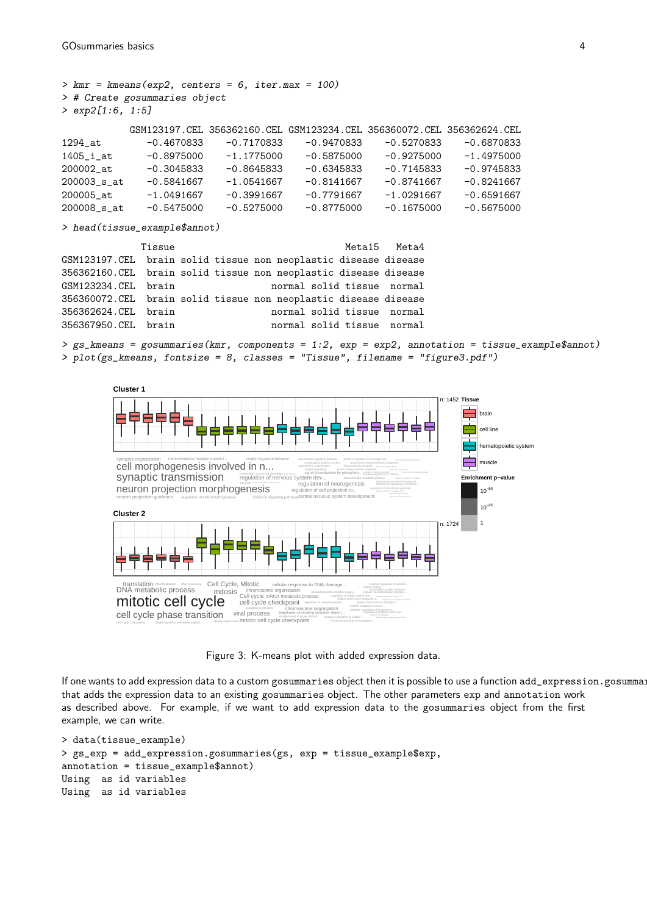```
> kmr = kmeans(exp2, centers = 6, iter.max = 100)
> # Create gosummaries object
> exp2[1:6, 1:5]

           GSM123197.CEL 356362160.CEL GSM123234.CEL 356360072.CEL 356362624.CEL
1294_at       -0.4670833    -0.7170833    -0.9470833    -0.5270833    -0.6870833
1405_i_at     -0.8975000    -1.1775000    -0.5875000    -0.9275000    -1.4975000
200002_at     -0.3045833    -0.8645833    -0.6345833    -0.7145833    -0.9745833
200003_s_at   -0.5841667    -1.0541667    -0.8141667    -0.8741667    -0.8241667
200005_at     -1.0491667    -0.3991667    -0.7791667    -1.0291667    -0.6591667
200008_s_at   -0.5475000    -0.5275000    -0.8775000    -0.1675000    -0.5675000

> head(tissue_example$annot)

              Tissue                               Meta15   Meta4
GSM123197.CEL  brain solid tissue non neoplastic disease disease
356362160.CEL  brain solid tissue non neoplastic disease disease
GSM123234.CEL  brain                   normal solid tissue  normal
356360072.CEL  brain solid tissue non neoplastic disease disease
356362624.CEL  brain                   normal solid tissue  normal
356367950.CEL  brain                   normal solid tissue  normal

> gs_kmeans = gosummaries(kmr, components = 1:2, exp = exp2, annotation = tissue_example$annot)
> plot(gs_kmeans, fontsize = 8, classes = "Tissue", filename = "figure3.pdf")
```

Figure 3: K-means plot with added expression data.

If one wants to add expression data to a custom `gosummaries` object then it is possible to use a function `add_expression.gosummaries` that adds the expression data to an existing `gosummaries` object. The other parameters `exp` and `annotation` work as described above. For example, if we want to add expression data to the `gosummaries` object from the first example, we can write.

```
> data(tissue_example)
> gs_exp = add_expression.gosummaries(gs, exp = tissue_example$exp,
annotation = tissue_example$annot)
Using  as id variables
Using  as id variables
```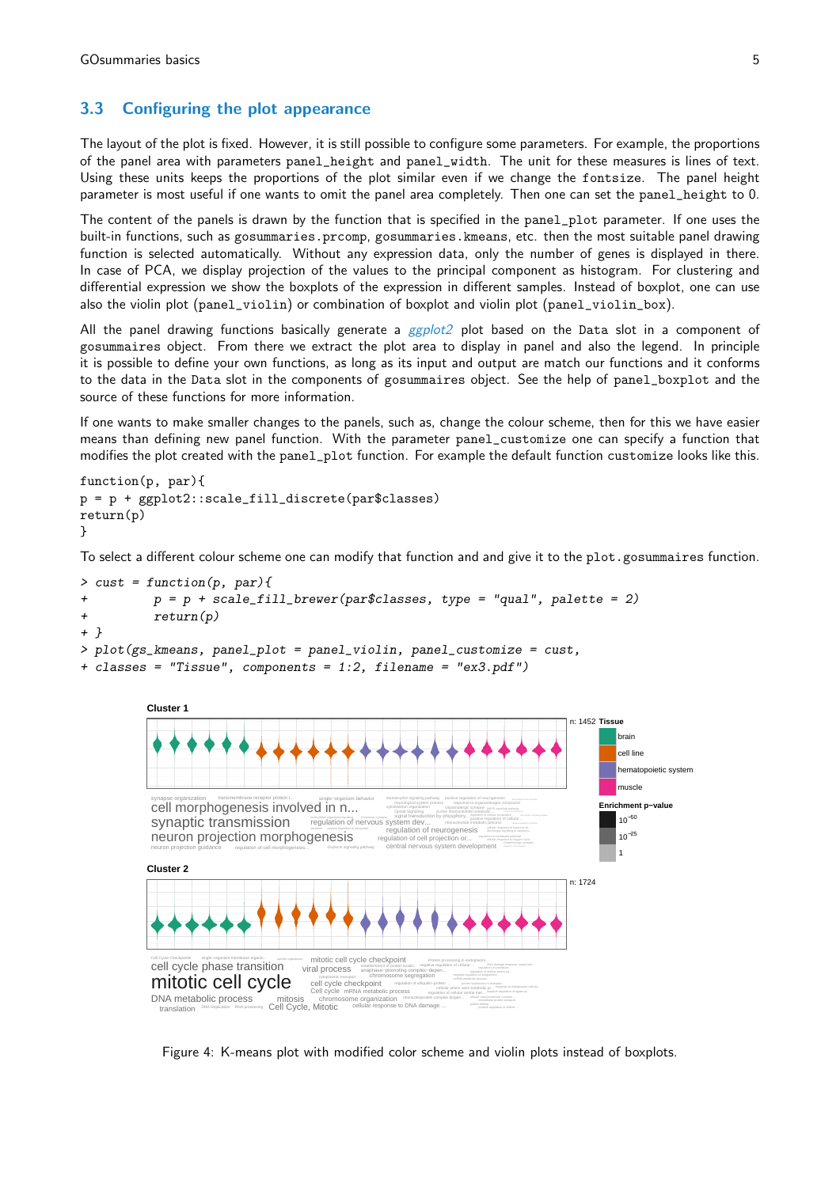## 3.3 Configuring the plot appearance

The layout of the plot is fixed. However, it is still possible to configure some parameters. For example, the proportions of the panel area with parameters panel_height and panel_width. The unit for these measures is lines of text. Using these units keeps the proportions of the plot similar even if we change the fontsize. The panel height parameter is most useful if one wants to omit the panel area completely. Then one can set the panel_height to 0.

The content of the panels is drawn by the function that is specified in the panel_plot parameter. If one uses the built-in functions, such as gosummaries.prcomp, gosummaries.kmeans, etc. then the most suitable panel drawing function is selected automatically. Without any expression data, only the number of genes is displayed in there. In case of PCA, we display projection of the values to the principal component as histogram. For clustering and differential expression we show the boxplots of the expression in different samples. Instead of boxplot, one can use also the violin plot (panel_violin) or combination of boxplot and violin plot (panel_violin_box).

All the panel drawing functions basically generate a *ggplot2* plot based on the Data slot in a component of gosummaires object. From there we extract the plot area to display in panel and also the legend. In principle it is possible to define your own functions, as long as its input and output are match our functions and it conforms to the data in the Data slot in the components of gosummaires object. See the help of panel_boxplot and the source of these functions for more information.

If one wants to make smaller changes to the panels, such as, change the colour scheme, then for this we have easier means than defining new panel function. With the parameter panel_customize one can specify a function that modifies the plot created with the panel_plot function. For example the default function customize looks like this.

```
function(p, par){
p = p + ggplot2::scale_fill_discrete(par$classes)
return(p)
}
```

To select a different colour scheme one can modify that function and and give it to the plot.gosummaires function.

```
> cust = function(p, par){
+         p = p + scale_fill_brewer(par$classes, type = "qual", palette = 2)
+         return(p)
+ }
> plot(gs_kmeans, panel_plot = panel_violin, panel_customize = cust,
+ classes = "Tissue", components = 1:2, filename = "ex3.pdf")
```

Figure 4: K-means plot with modified color scheme and violin plots instead of boxplots.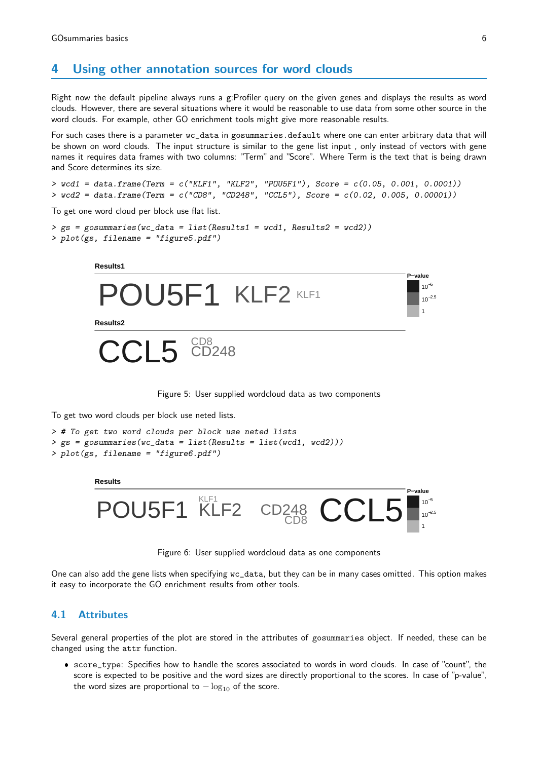## 4 Using other annotation sources for word clouds

Right now the default pipeline always runs a g:Profiler query on the given genes and displays the results as word clouds. However, there are several situations where it would be reasonable to use data from some other source in the word clouds. For example, other GO enrichment tools might give more reasonable results.

For such cases there is a parameter `wc_data` in `gosummaries.default` where one can enter arbitrary data that will be shown on word clouds. The input structure is similar to the gene list input , only instead of vectors with gene names it requires data frames with two columns: "Term" and "Score". Where Term is the text that is being drawn and Score determines its size.

```
> wcd1 = data.frame(Term = c("KLF1", "KLF2", "POU5F1"), Score = c(0.05, 0.001, 0.0001))
> wcd2 = data.frame(Term = c("CD8", "CD248", "CCL5"), Score = c(0.02, 0.005, 0.00001))
```

To get one word cloud per block use flat list.

```
> gs = gosummaries(wc_data = list(Results1 = wcd1, Results2 = wcd2))
> plot(gs, filename = "figure5.pdf")
```

Figure 5: User supplied wordcloud data as two components

To get two word clouds per block use neted lists.

```
> # To get two word clouds per block use neted lists
> gs = gosummaries(wc_data = list(Results = list(wcd1, wcd2)))
> plot(gs, filename = "figure6.pdf")
```

Figure 6: User supplied wordcloud data as one components

One can also add the gene lists when specifying `wc_data`, but they can be in many cases omitted. This option makes it easy to incorporate the GO enrichment results from other tools.

### 4.1 Attributes

Several general properties of the plot are stored in the attributes of `gosummaries` object. If needed, these can be changed using the `attr` function.

- `score_type`: Specifies how to handle the scores associated to words in word clouds. In case of "count", the score is expected to be positive and the word sizes are directly proportional to the scores. In case of "p-value", the word sizes are proportional to $-\log_{10}$ of the score.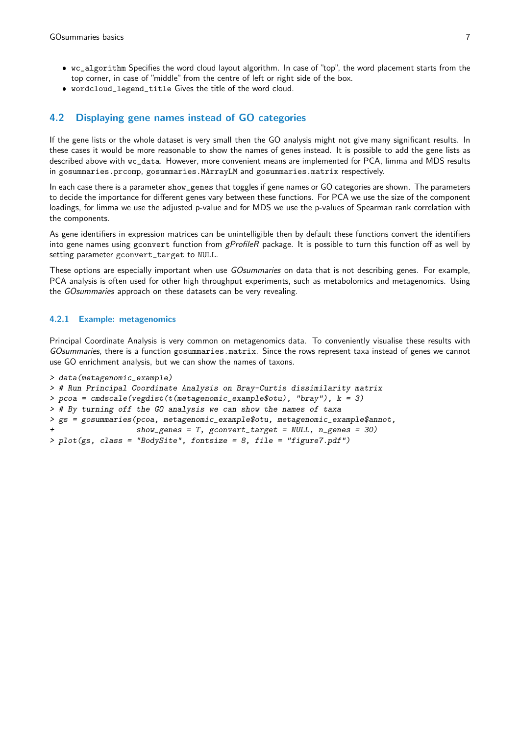- `wc_algorithm` Specifies the word cloud layout algorithm. In case of "top", the word placement starts from the top corner, in case of "middle" from the centre of left or right side of the box.
- `wordcloud_legend_title` Gives the title of the word cloud.

## 4.2 Displaying gene names instead of GO categories

If the gene lists or the whole dataset is very small then the GO analysis might not give many significant results. In these cases it would be more reasonable to show the names of genes instead. It is possible to add the gene lists as described above with `wc_data`. However, more convenient means are implemented for PCA, limma and MDS results in `gosummaries.prcomp`, `gosummaries.MArrayLM` and `gosummaries.matrix` respectively.

In each case there is a parameter `show_genes` that toggles if gene names or GO categories are shown. The parameters to decide the importance for different genes vary between these functions. For PCA we use the size of the component loadings, for limma we use the adjusted p-value and for MDS we use the p-values of Spearman rank correlation with the components.

As gene identifiers in expression matrices can be unintelligible then by default these functions convert the identifiers into gene names using `gconvert` function from *gProfileR* package. It is possible to turn this function off as well by setting parameter `gconvert_target` to `NULL`.

These options are especially important when use *GOsummaries* on data that is not describing genes. For example, PCA analysis is often used for other high throughput experiments, such as metabolomics and metagenomics. Using the *GOsummaries* approach on these datasets can be very revealing.

### 4.2.1 Example: metagenomics

Principal Coordinate Analysis is very common on metagenomics data. To conveniently visualise these results with *GOsummaries*, there is a function `gosummaries.matrix`. Since the rows represent taxa instead of genes we cannot use GO enrichment analysis, but we can show the names of taxons.

```
> data(metagenomic_example)
> # Run Principal Coordinate Analysis on Bray-Curtis dissimilarity matrix
> pcoa = cmdscale(vegdist(t(metagenomic_example$otu), "bray"), k = 3)
> # By turning off the GO analysis we can show the names of taxa
> gs = gosummaries(pcoa, metagenomic_example$otu, metagenomic_example$annot,
+                  show_genes = T, gconvert_target = NULL, n_genes = 30)
> plot(gs, class = "BodySite", fontsize = 8, file = "figure7.pdf")
```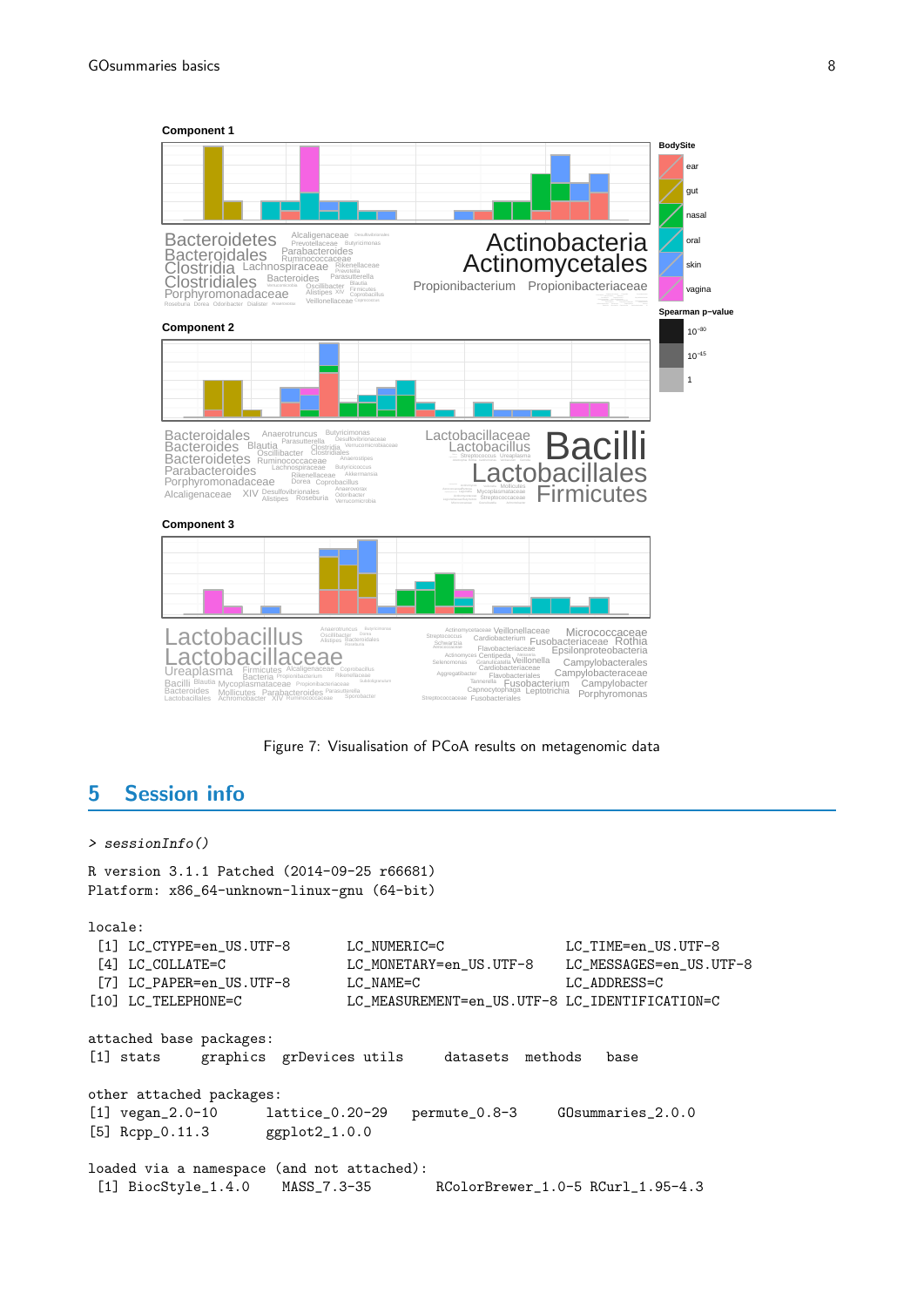Figure 7: Visualisation of PCoA results on metagenomic data

## 5 Session info

```
> sessionInfo()

R version 3.1.1 Patched (2014-09-25 r66681)
Platform: x86_64-unknown-linux-gnu (64-bit)

locale:
 [1] LC_CTYPE=en_US.UTF-8       LC_NUMERIC=C               LC_TIME=en_US.UTF-8
 [4] LC_COLLATE=C               LC_MONETARY=en_US.UTF-8    LC_MESSAGES=en_US.UTF-8
 [7] LC_PAPER=en_US.UTF-8       LC_NAME=C                  LC_ADDRESS=C
[10] LC_TELEPHONE=C             LC_MEASUREMENT=en_US.UTF-8 LC_IDENTIFICATION=C

attached base packages:
[1] stats     graphics  grDevices utils     datasets  methods   base

other attached packages:
[1] vegan_2.0-10      lattice_0.20-29   permute_0.8-3     GOsummaries_2.0.0
[5] Rcpp_0.11.3       ggplot2_1.0.0

loaded via a namespace (and not attached):
 [1] BiocStyle_1.4.0     MASS_7.3-35         RColorBrewer_1.0-5 RCurl_1.95-4.3
```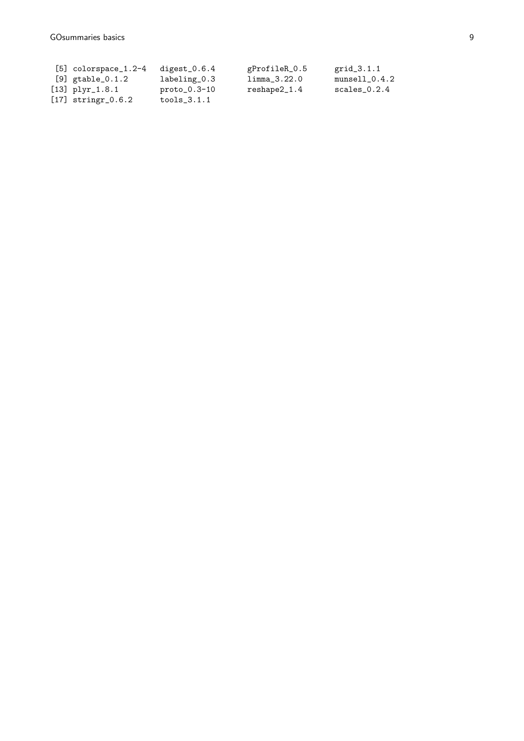```
 [5] colorspace_1.2-4  digest_0.6.4      gProfileR_0.5     grid_3.1.1
 [9] gtable_0.1.2      labeling_0.3      limma_3.22.0      munsell_0.4.2
[13] plyr_1.8.1        proto_0.3-10      reshape2_1.4      scales_0.2.4
[17] stringr_0.6.2     tools_3.1.1
```